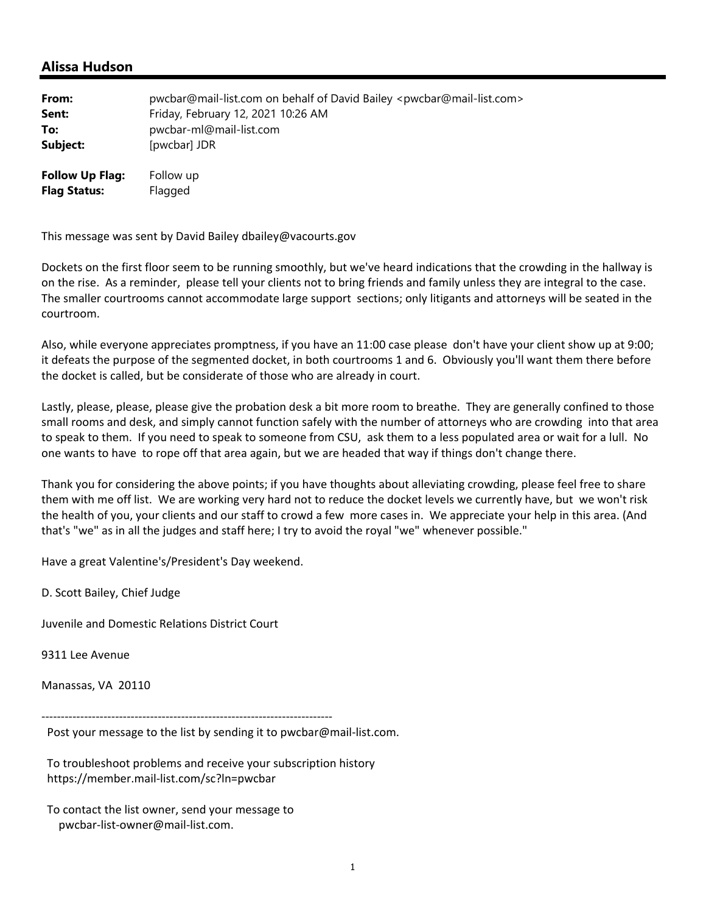## Alissa Hudson

| | |
|---|---|
| **From:** | pwcbar@mail-list.com on behalf of David Bailey <pwcbar@mail-list.com> |
| **Sent:** | Friday, February 12, 2021 10:26 AM |
| **To:** | pwcbar-ml@mail-list.com |
| **Subject:** | [pwcbar] JDR |
| **Follow Up Flag:** | Follow up |
| **Flag Status:** | Flagged |

This message was sent by David Bailey dbailey@vacourts.gov

Dockets on the first floor seem to be running smoothly, but we've heard indications that the crowding in the hallway is on the rise. As a reminder, please tell your clients not to bring friends and family unless they are integral to the case. The smaller courtrooms cannot accommodate large support sections; only litigants and attorneys will be seated in the courtroom.

Also, while everyone appreciates promptness, if you have an 11:00 case please don't have your client show up at 9:00; it defeats the purpose of the segmented docket, in both courtrooms 1 and 6. Obviously you'll want them there before the docket is called, but be considerate of those who are already in court.

Lastly, please, please, please give the probation desk a bit more room to breathe. They are generally confined to those small rooms and desk, and simply cannot function safely with the number of attorneys who are crowding into that area to speak to them. If you need to speak to someone from CSU, ask them to a less populated area or wait for a lull. No one wants to have to rope off that area again, but we are headed that way if things don't change there.

Thank you for considering the above points; if you have thoughts about alleviating crowding, please feel free to share them with me off list. We are working very hard not to reduce the docket levels we currently have, but we won't risk the health of you, your clients and our staff to crowd a few more cases in. We appreciate your help in this area. (And that's "we" as in all the judges and staff here; I try to avoid the royal "we" whenever possible."

Have a great Valentine's/President's Day weekend.

D. Scott Bailey, Chief Judge

Juvenile and Domestic Relations District Court

9311 Lee Avenue

Manassas, VA 20110

---

Post your message to the list by sending it to pwcbar@mail-list.com.

To troubleshoot problems and receive your subscription history
https://member.mail-list.com/sc?ln=pwcbar

To contact the list owner, send your message to
pwcbar-list-owner@mail-list.com.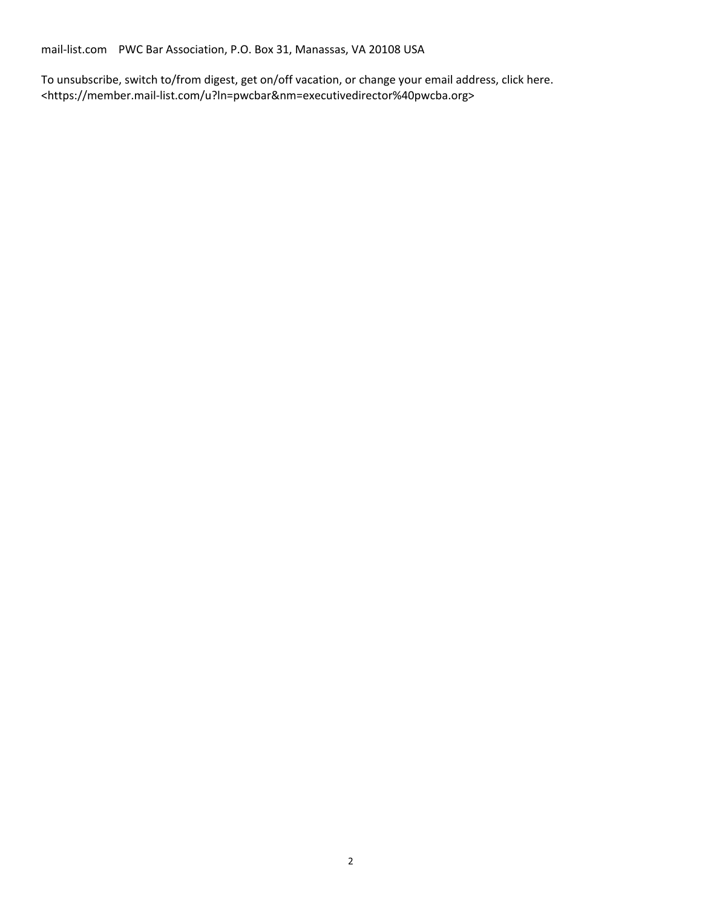mail-list.com    PWC Bar Association, P.O. Box 31, Manassas, VA 20108 USA

To unsubscribe, switch to/from digest, get on/off vacation, or change your email address, click here.
<https://member.mail-list.com/u?ln=pwcbar&nm=executivedirector%40pwcba.org>